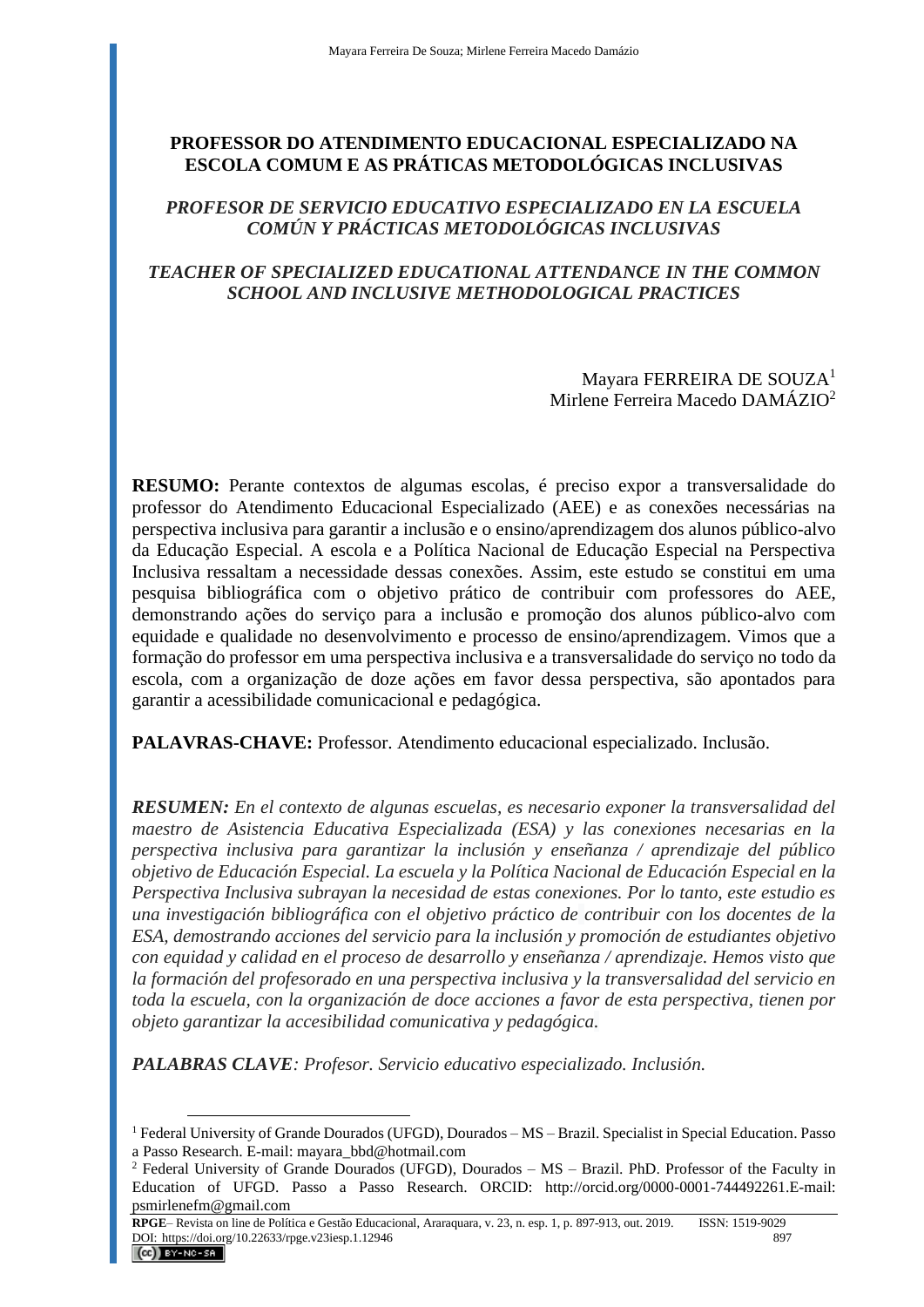# PROFESSOR DO ATENDIMENTO EDUCACIONAL ESPECIALIZADO NA ESCOLA COMUM E AS PRÁTICAS METODOLÓGICAS INCLUSIVAS

## *PROFESOR DE SERVICIO EDUCATIVO ESPECIALIZADO EN LA ESCUELA COMÚN Y PRÁCTICAS METODOLÓGICAS INCLUSIVAS*

## *TEACHER OF SPECIALIZED EDUCATIONAL ATTENDANCE IN THE COMMON SCHOOL AND INCLUSIVE METHODOLOGICAL PRACTICES*

Mayara FERREIRA DE SOUZA[1]
Mirlene Ferreira Macedo DAMÁZIO[2]

**RESUMO:** Perante contextos de algumas escolas, é preciso expor a transversalidade do professor do Atendimento Educacional Especializado (AEE) e as conexões necessárias na perspectiva inclusiva para garantir a inclusão e o ensino/aprendizagem dos alunos público-alvo da Educação Especial. A escola e a Política Nacional de Educação Especial na Perspectiva Inclusiva ressaltam a necessidade dessas conexões. Assim, este estudo se constitui em uma pesquisa bibliográfica com o objetivo prático de contribuir com professores do AEE, demonstrando ações do serviço para a inclusão e promoção dos alunos público-alvo com equidade e qualidade no desenvolvimento e processo de ensino/aprendizagem. Vimos que a formação do professor em uma perspectiva inclusiva e a transversalidade do serviço no todo da escola, com a organização de doze ações em favor dessa perspectiva, são apontados para garantir a acessibilidade comunicacional e pedagógica.

**PALAVRAS-CHAVE:** Professor. Atendimento educacional especializado. Inclusão.

***RESUMEN:*** *En el contexto de algunas escuelas, es necesario exponer la transversalidad del maestro de Asistencia Educativa Especializada (ESA) y las conexiones necesarias en la perspectiva inclusiva para garantizar la inclusión y enseñanza / aprendizaje del público objetivo de Educación Especial. La escuela y la Política Nacional de Educación Especial en la Perspectiva Inclusiva subrayan la necesidad de estas conexiones. Por lo tanto, este estudio es una investigación bibliográfica con el objetivo práctico de contribuir con los docentes de la ESA, demostrando acciones del servicio para la inclusión y promoción de estudiantes objetivo con equidad y calidad en el proceso de desarrollo y enseñanza / aprendizaje. Hemos visto que la formación del profesorado en una perspectiva inclusiva y la transversalidad del servicio en toda la escuela, con la organización de doce acciones a favor de esta perspectiva, tienen por objeto garantizar la accesibilidad comunicativa y pedagógica.*

***PALABRAS CLAVE****: Profesor. Servicio educativo especializado. Inclusión.*

---

[1] Federal University of Grande Dourados (UFGD), Dourados – MS – Brazil. Specialist in Special Education. Passo a Passo Research. E-mail: mayara_bbd@hotmail.com

[2] Federal University of Grande Dourados (UFGD), Dourados – MS – Brazil. PhD. Professor of the Faculty in Education of UFGD. Passo a Passo Research. ORCID: http://orcid.org/0000-0001-744492261.E-mail: psmirlenefm@gmail.com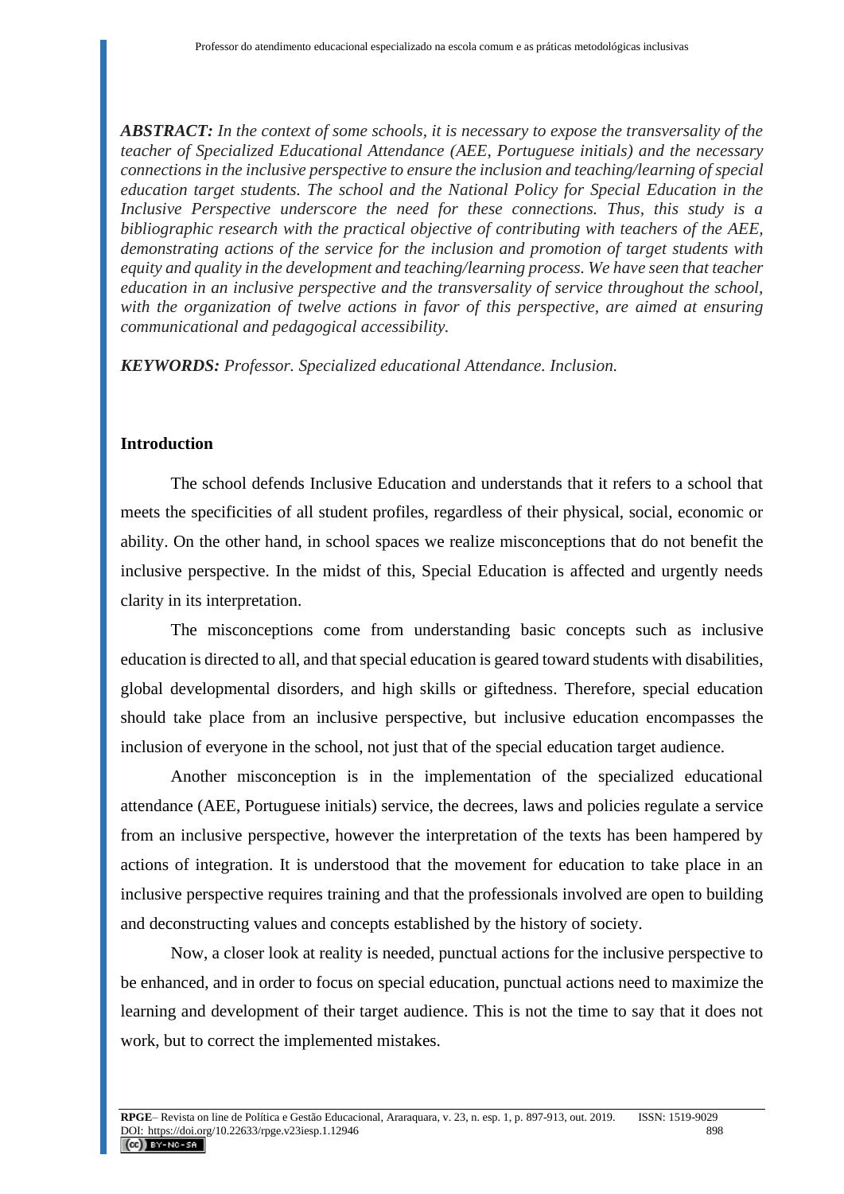***ABSTRACT:*** *In the context of some schools, it is necessary to expose the transversality of the teacher of Specialized Educational Attendance (AEE, Portuguese initials) and the necessary connections in the inclusive perspective to ensure the inclusion and teaching/learning of special education target students. The school and the National Policy for Special Education in the Inclusive Perspective underscore the need for these connections. Thus, this study is a bibliographic research with the practical objective of contributing with teachers of the AEE, demonstrating actions of the service for the inclusion and promotion of target students with equity and quality in the development and teaching/learning process. We have seen that teacher education in an inclusive perspective and the transversality of service throughout the school, with the organization of twelve actions in favor of this perspective, are aimed at ensuring communicational and pedagogical accessibility.*

***KEYWORDS:*** *Professor. Specialized educational Attendance. Inclusion.*

## Introduction

The school defends Inclusive Education and understands that it refers to a school that meets the specificities of all student profiles, regardless of their physical, social, economic or ability. On the other hand, in school spaces we realize misconceptions that do not benefit the inclusive perspective. In the midst of this, Special Education is affected and urgently needs clarity in its interpretation.

The misconceptions come from understanding basic concepts such as inclusive education is directed to all, and that special education is geared toward students with disabilities, global developmental disorders, and high skills or giftedness. Therefore, special education should take place from an inclusive perspective, but inclusive education encompasses the inclusion of everyone in the school, not just that of the special education target audience.

Another misconception is in the implementation of the specialized educational attendance (AEE, Portuguese initials) service, the decrees, laws and policies regulate a service from an inclusive perspective, however the interpretation of the texts has been hampered by actions of integration. It is understood that the movement for education to take place in an inclusive perspective requires training and that the professionals involved are open to building and deconstructing values and concepts established by the history of society.

Now, a closer look at reality is needed, punctual actions for the inclusive perspective to be enhanced, and in order to focus on special education, punctual actions need to maximize the learning and development of their target audience. This is not the time to say that it does not work, but to correct the implemented mistakes.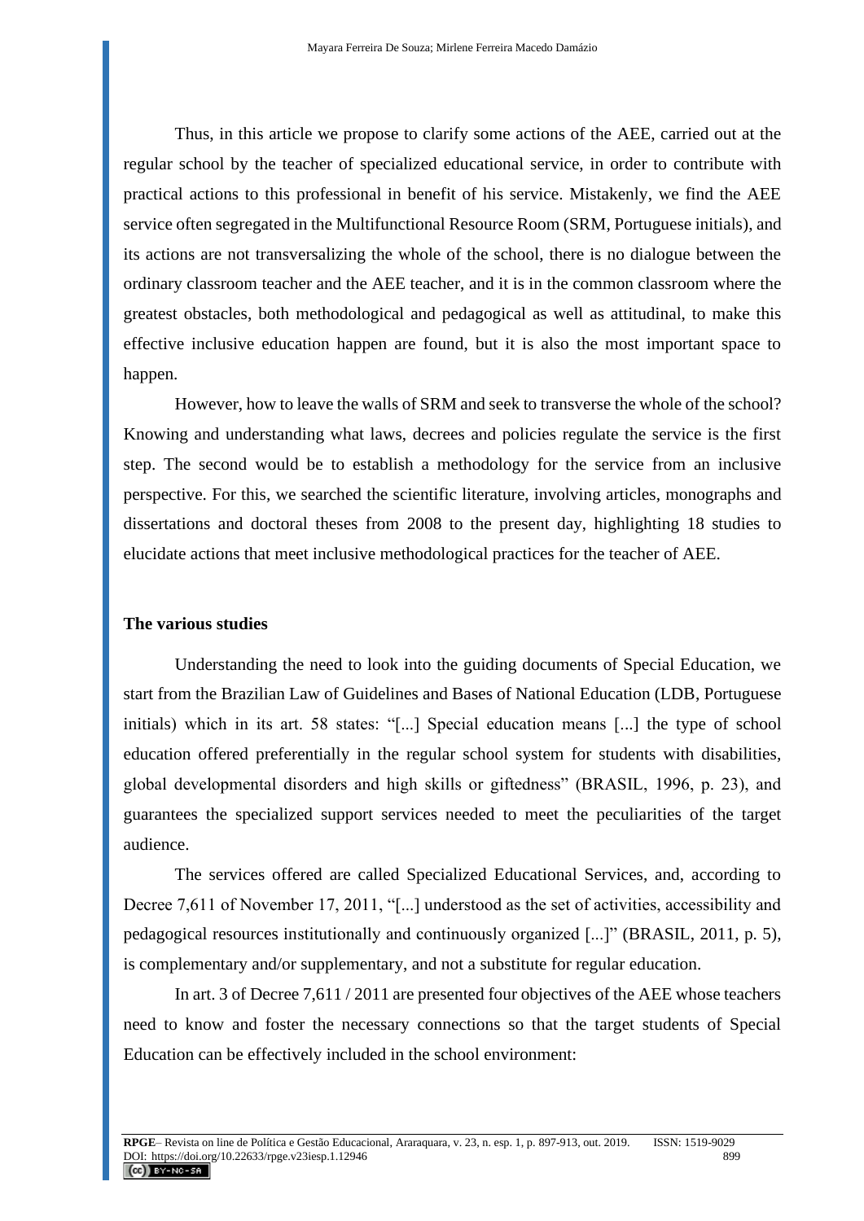Thus, in this article we propose to clarify some actions of the AEE, carried out at the regular school by the teacher of specialized educational service, in order to contribute with practical actions to this professional in benefit of his service. Mistakenly, we find the AEE service often segregated in the Multifunctional Resource Room (SRM, Portuguese initials), and its actions are not transversalizing the whole of the school, there is no dialogue between the ordinary classroom teacher and the AEE teacher, and it is in the common classroom where the greatest obstacles, both methodological and pedagogical as well as attitudinal, to make this effective inclusive education happen are found, but it is also the most important space to happen.

However, how to leave the walls of SRM and seek to transverse the whole of the school? Knowing and understanding what laws, decrees and policies regulate the service is the first step. The second would be to establish a methodology for the service from an inclusive perspective. For this, we searched the scientific literature, involving articles, monographs and dissertations and doctoral theses from 2008 to the present day, highlighting 18 studies to elucidate actions that meet inclusive methodological practices for the teacher of AEE.

## The various studies

Understanding the need to look into the guiding documents of Special Education, we start from the Brazilian Law of Guidelines and Bases of National Education (LDB, Portuguese initials) which in its art. 58 states: "[...] Special education means [...] the type of school education offered preferentially in the regular school system for students with disabilities, global developmental disorders and high skills or giftedness" (BRASIL, 1996, p. 23), and guarantees the specialized support services needed to meet the peculiarities of the target audience.

The services offered are called Specialized Educational Services, and, according to Decree 7,611 of November 17, 2011, "[...] understood as the set of activities, accessibility and pedagogical resources institutionally and continuously organized [...]" (BRASIL, 2011, p. 5), is complementary and/or supplementary, and not a substitute for regular education.

In art. 3 of Decree 7,611 / 2011 are presented four objectives of the AEE whose teachers need to know and foster the necessary connections so that the target students of Special Education can be effectively included in the school environment: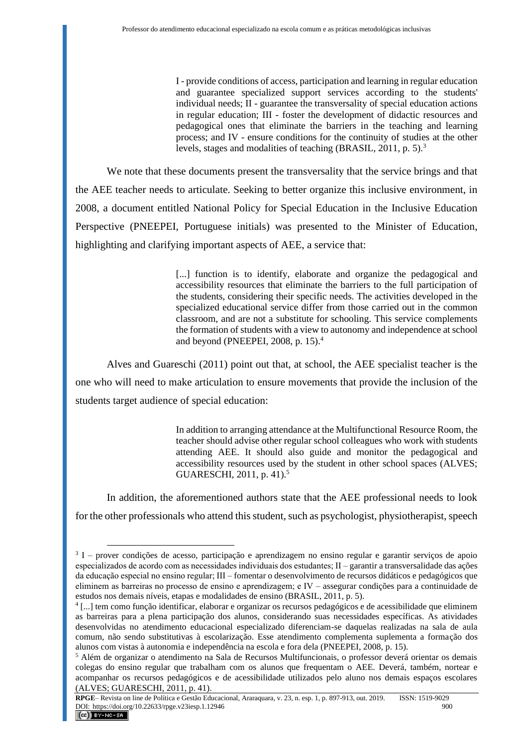> I - provide conditions of access, participation and learning in regular education and guarantee specialized support services according to the students' individual needs; II - guarantee the transversality of special education actions in regular education; III - foster the development of didactic resources and pedagogical ones that eliminate the barriers in the teaching and learning process; and IV - ensure conditions for the continuity of studies at the other levels, stages and modalities of teaching (BRASIL, 2011, p. 5).[3]

We note that these documents present the transversality that the service brings and that the AEE teacher needs to articulate. Seeking to better organize this inclusive environment, in 2008, a document entitled National Policy for Special Education in the Inclusive Education Perspective (PNEEPEI, Portuguese initials) was presented to the Minister of Education, highlighting and clarifying important aspects of AEE, a service that:

> [...] function is to identify, elaborate and organize the pedagogical and accessibility resources that eliminate the barriers to the full participation of the students, considering their specific needs. The activities developed in the specialized educational service differ from those carried out in the common classroom, and are not a substitute for schooling. This service complements the formation of students with a view to autonomy and independence at school and beyond (PNEEPEI, 2008, p. 15).[4]

Alves and Guareschi (2011) point out that, at school, the AEE specialist teacher is the one who will need to make articulation to ensure movements that provide the inclusion of the students target audience of special education:

> In addition to arranging attendance at the Multifunctional Resource Room, the teacher should advise other regular school colleagues who work with students attending AEE. It should also guide and monitor the pedagogical and accessibility resources used by the student in other school spaces (ALVES; GUARESCHI, 2011, p. 41).[5]

In addition, the aforementioned authors state that the AEE professional needs to look for the other professionals who attend this student, such as psychologist, physiotherapist, speech

---

[3] I – prover condições de acesso, participação e aprendizagem no ensino regular e garantir serviços de apoio especializados de acordo com as necessidades individuais dos estudantes; II – garantir a transversalidade das ações da educação especial no ensino regular; III – fomentar o desenvolvimento de recursos didáticos e pedagógicos que eliminem as barreiras no processo de ensino e aprendizagem; e IV – assegurar condições para a continuidade de estudos nos demais níveis, etapas e modalidades de ensino (BRASIL, 2011, p. 5).

[4] [...] tem como função identificar, elaborar e organizar os recursos pedagógicos e de acessibilidade que eliminem as barreiras para a plena participação dos alunos, considerando suas necessidades específicas. As atividades desenvolvidas no atendimento educacional especializado diferenciam-se daquelas realizadas na sala de aula comum, não sendo substitutivas à escolarização. Esse atendimento complementa suplementa a formação dos alunos com vistas à autonomia e independência na escola e fora dela (PNEEPEI, 2008, p. 15).

[5] Além de organizar o atendimento na Sala de Recursos Multifuncionais, o professor deverá orientar os demais colegas do ensino regular que trabalham com os alunos que frequentam o AEE. Deverá, também, nortear e acompanhar os recursos pedagógicos e de acessibilidade utilizados pelo aluno nos demais espaços escolares (ALVES; GUARESCHI, 2011, p. 41).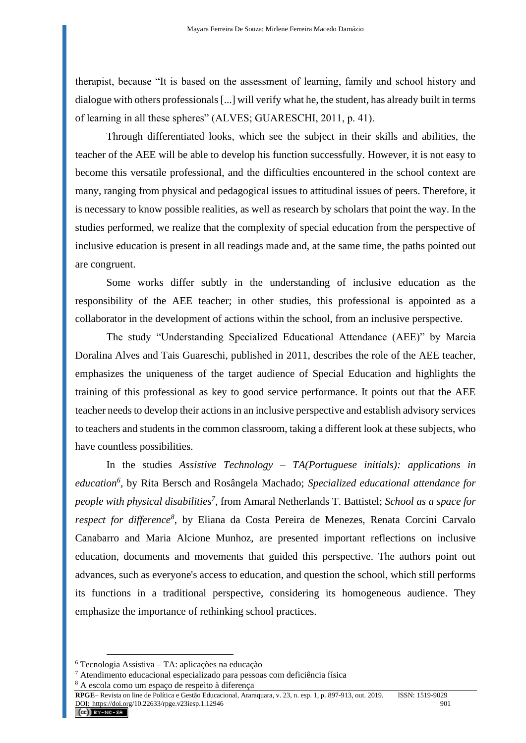therapist, because "It is based on the assessment of learning, family and school history and dialogue with others professionals [...] will verify what he, the student, has already built in terms of learning in all these spheres" (ALVES; GUARESCHI, 2011, p. 41).

Through differentiated looks, which see the subject in their skills and abilities, the teacher of the AEE will be able to develop his function successfully. However, it is not easy to become this versatile professional, and the difficulties encountered in the school context are many, ranging from physical and pedagogical issues to attitudinal issues of peers. Therefore, it is necessary to know possible realities, as well as research by scholars that point the way. In the studies performed, we realize that the complexity of special education from the perspective of inclusive education is present in all readings made and, at the same time, the paths pointed out are congruent.

Some works differ subtly in the understanding of inclusive education as the responsibility of the AEE teacher; in other studies, this professional is appointed as a collaborator in the development of actions within the school, from an inclusive perspective.

The study "Understanding Specialized Educational Attendance (AEE)" by Marcia Doralina Alves and Tais Guareschi, published in 2011, describes the role of the AEE teacher, emphasizes the uniqueness of the target audience of Special Education and highlights the training of this professional as key to good service performance. It points out that the AEE teacher needs to develop their actions in an inclusive perspective and establish advisory services to teachers and students in the common classroom, taking a different look at these subjects, who have countless possibilities.

In the studies *Assistive Technology – TA(Portuguese initials): applications in education*[6], by Rita Bersch and Rosângela Machado; *Specialized educational attendance for people with physical disabilities*[7], from Amaral Netherlands T. Battistel; *School as a space for respect for difference*[8], by Eliana da Costa Pereira de Menezes, Renata Corcini Carvalo Canabarro and Maria Alcione Munhoz, are presented important reflections on inclusive education, documents and movements that guided this perspective. The authors point out advances, such as everyone's access to education, and question the school, which still performs its functions in a traditional perspective, considering its homogeneous audience. They emphasize the importance of rethinking school practices.

[6] Tecnologia Assistiva – TA: aplicações na educação

[7] Atendimento educacional especializado para pessoas com deficiência física

[8] A escola como um espaço de respeito à diferença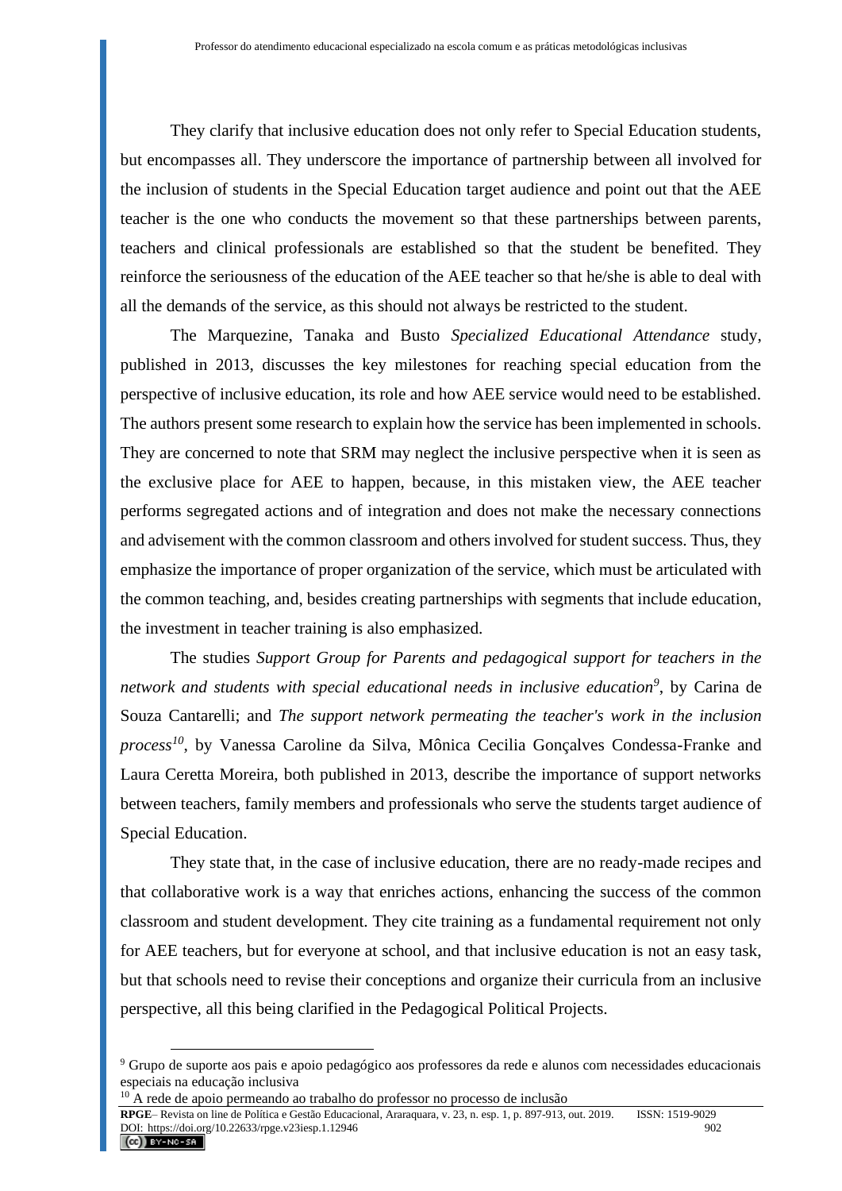They clarify that inclusive education does not only refer to Special Education students, but encompasses all. They underscore the importance of partnership between all involved for the inclusion of students in the Special Education target audience and point out that the AEE teacher is the one who conducts the movement so that these partnerships between parents, teachers and clinical professionals are established so that the student be benefited. They reinforce the seriousness of the education of the AEE teacher so that he/she is able to deal with all the demands of the service, as this should not always be restricted to the student.

The Marquezine, Tanaka and Busto *Specialized Educational Attendance* study, published in 2013, discusses the key milestones for reaching special education from the perspective of inclusive education, its role and how AEE service would need to be established. The authors present some research to explain how the service has been implemented in schools. They are concerned to note that SRM may neglect the inclusive perspective when it is seen as the exclusive place for AEE to happen, because, in this mistaken view, the AEE teacher performs segregated actions and of integration and does not make the necessary connections and advisement with the common classroom and others involved for student success. Thus, they emphasize the importance of proper organization of the service, which must be articulated with the common teaching, and, besides creating partnerships with segments that include education, the investment in teacher training is also emphasized.

The studies *Support Group for Parents and pedagogical support for teachers in the network and students with special educational needs in inclusive education*[9], by Carina de Souza Cantarelli; and *The support network permeating the teacher's work in the inclusion process*[10], by Vanessa Caroline da Silva, Mônica Cecilia Gonçalves Condessa-Franke and Laura Ceretta Moreira, both published in 2013, describe the importance of support networks between teachers, family members and professionals who serve the students target audience of Special Education.

They state that, in the case of inclusive education, there are no ready-made recipes and that collaborative work is a way that enriches actions, enhancing the success of the common classroom and student development. They cite training as a fundamental requirement not only for AEE teachers, but for everyone at school, and that inclusive education is not an easy task, but that schools need to revise their conceptions and organize their curricula from an inclusive perspective, all this being clarified in the Pedagogical Political Projects.

[9] Grupo de suporte aos pais e apoio pedagógico aos professores da rede e alunos com necessidades educacionais especiais na educação inclusiva

[10] A rede de apoio permeando ao trabalho do professor no processo de inclusão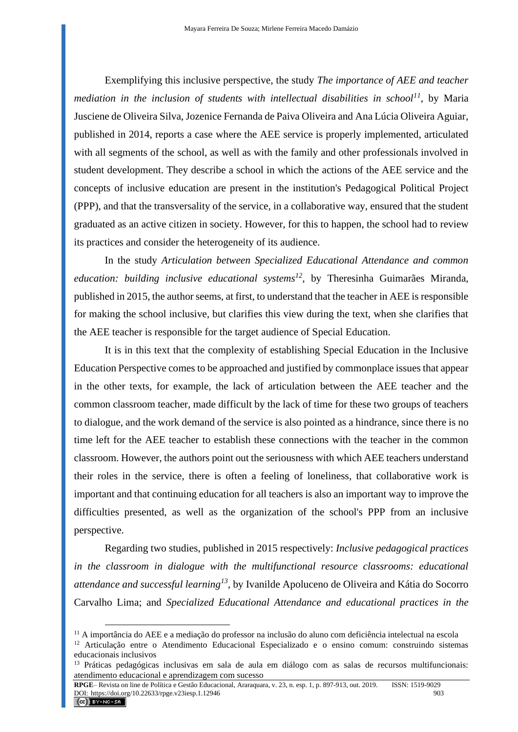Exemplifying this inclusive perspective, the study *The importance of AEE and teacher mediation in the inclusion of students with intellectual disabilities in school*[11], by Maria Jusciene de Oliveira Silva, Jozenice Fernanda de Paiva Oliveira and Ana Lúcia Oliveira Aguiar, published in 2014, reports a case where the AEE service is properly implemented, articulated with all segments of the school, as well as with the family and other professionals involved in student development. They describe a school in which the actions of the AEE service and the concepts of inclusive education are present in the institution's Pedagogical Political Project (PPP), and that the transversality of the service, in a collaborative way, ensured that the student graduated as an active citizen in society. However, for this to happen, the school had to review its practices and consider the heterogeneity of its audience.

In the study *Articulation between Specialized Educational Attendance and common education: building inclusive educational systems*[12], by Theresinha Guimarães Miranda, published in 2015, the author seems, at first, to understand that the teacher in AEE is responsible for making the school inclusive, but clarifies this view during the text, when she clarifies that the AEE teacher is responsible for the target audience of Special Education.

It is in this text that the complexity of establishing Special Education in the Inclusive Education Perspective comes to be approached and justified by commonplace issues that appear in the other texts, for example, the lack of articulation between the AEE teacher and the common classroom teacher, made difficult by the lack of time for these two groups of teachers to dialogue, and the work demand of the service is also pointed as a hindrance, since there is no time left for the AEE teacher to establish these connections with the teacher in the common classroom. However, the authors point out the seriousness with which AEE teachers understand their roles in the service, there is often a feeling of loneliness, that collaborative work is important and that continuing education for all teachers is also an important way to improve the difficulties presented, as well as the organization of the school's PPP from an inclusive perspective.

Regarding two studies, published in 2015 respectively: *Inclusive pedagogical practices in the classroom in dialogue with the multifunctional resource classrooms: educational attendance and successful learning*[13], by Ivanilde Apoluceno de Oliveira and Kátia do Socorro Carvalho Lima; and *Specialized Educational Attendance and educational practices in the*

---

[11] A importância do AEE e a mediação do professor na inclusão do aluno com deficiência intelectual na escola

[12] Articulação entre o Atendimento Educacional Especializado e o ensino comum: construindo sistemas educacionais inclusivos

[13] Práticas pedagógicas inclusivas em sala de aula em diálogo com as salas de recursos multifuncionais: atendimento educacional e aprendizagem com sucesso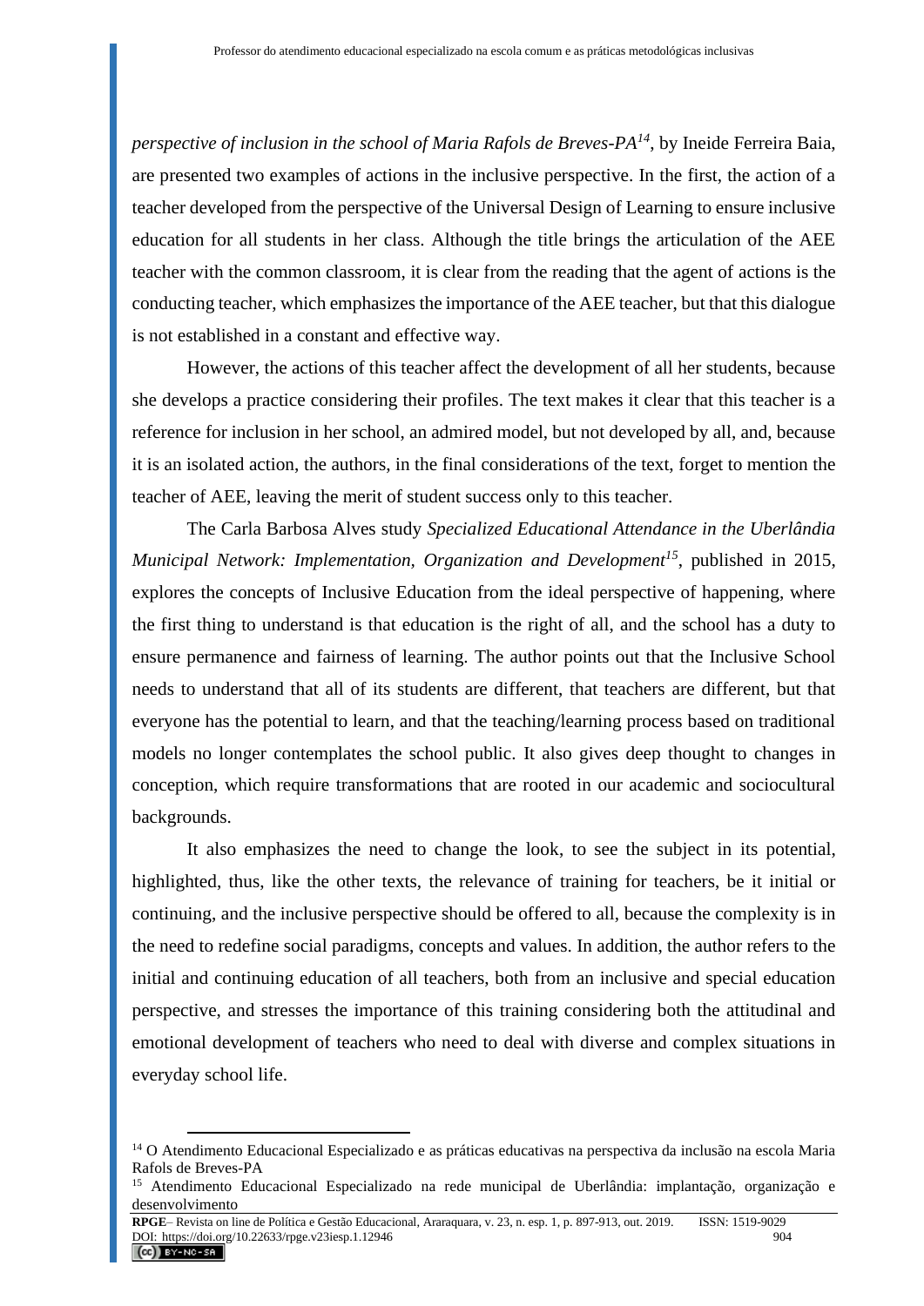*perspective of inclusion in the school of Maria Rafols de Breves-PA*[14], by Ineide Ferreira Baia, are presented two examples of actions in the inclusive perspective. In the first, the action of a teacher developed from the perspective of the Universal Design of Learning to ensure inclusive education for all students in her class. Although the title brings the articulation of the AEE teacher with the common classroom, it is clear from the reading that the agent of actions is the conducting teacher, which emphasizes the importance of the AEE teacher, but that this dialogue is not established in a constant and effective way.

However, the actions of this teacher affect the development of all her students, because she develops a practice considering their profiles. The text makes it clear that this teacher is a reference for inclusion in her school, an admired model, but not developed by all, and, because it is an isolated action, the authors, in the final considerations of the text, forget to mention the teacher of AEE, leaving the merit of student success only to this teacher.

The Carla Barbosa Alves study *Specialized Educational Attendance in the Uberlândia Municipal Network: Implementation, Organization and Development*[15], published in 2015, explores the concepts of Inclusive Education from the ideal perspective of happening, where the first thing to understand is that education is the right of all, and the school has a duty to ensure permanence and fairness of learning. The author points out that the Inclusive School needs to understand that all of its students are different, that teachers are different, but that everyone has the potential to learn, and that the teaching/learning process based on traditional models no longer contemplates the school public. It also gives deep thought to changes in conception, which require transformations that are rooted in our academic and sociocultural backgrounds.

It also emphasizes the need to change the look, to see the subject in its potential, highlighted, thus, like the other texts, the relevance of training for teachers, be it initial or continuing, and the inclusive perspective should be offered to all, because the complexity is in the need to redefine social paradigms, concepts and values. In addition, the author refers to the initial and continuing education of all teachers, both from an inclusive and special education perspective, and stresses the importance of this training considering both the attitudinal and emotional development of teachers who need to deal with diverse and complex situations in everyday school life.

---

[14] O Atendimento Educacional Especializado e as práticas educativas na perspectiva da inclusão na escola Maria Rafols de Breves-PA

[15] Atendimento Educacional Especializado na rede municipal de Uberlândia: implantação, organização e desenvolvimento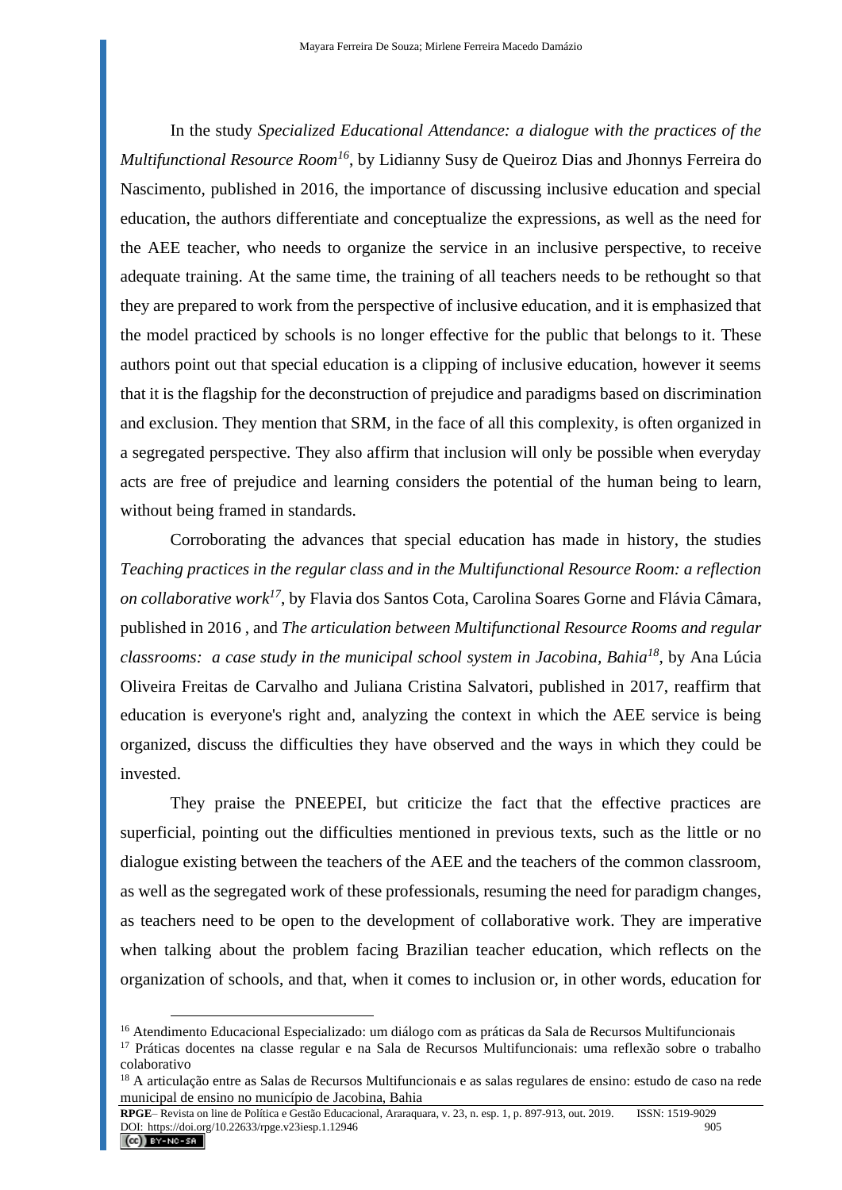In the study *Specialized Educational Attendance: a dialogue with the practices of the Multifunctional Resource Room*[16], by Lidianny Susy de Queiroz Dias and Jhonnys Ferreira do Nascimento, published in 2016, the importance of discussing inclusive education and special education, the authors differentiate and conceptualize the expressions, as well as the need for the AEE teacher, who needs to organize the service in an inclusive perspective, to receive adequate training. At the same time, the training of all teachers needs to be rethought so that they are prepared to work from the perspective of inclusive education, and it is emphasized that the model practiced by schools is no longer effective for the public that belongs to it. These authors point out that special education is a clipping of inclusive education, however it seems that it is the flagship for the deconstruction of prejudice and paradigms based on discrimination and exclusion. They mention that SRM, in the face of all this complexity, is often organized in a segregated perspective. They also affirm that inclusion will only be possible when everyday acts are free of prejudice and learning considers the potential of the human being to learn, without being framed in standards.

Corroborating the advances that special education has made in history, the studies *Teaching practices in the regular class and in the Multifunctional Resource Room: a reflection on collaborative work*[17], by Flavia dos Santos Cota, Carolina Soares Gorne and Flávia Câmara, published in 2016 , and *The articulation between Multifunctional Resource Rooms and regular classrooms: a case study in the municipal school system in Jacobina, Bahia*[18], by Ana Lúcia Oliveira Freitas de Carvalho and Juliana Cristina Salvatori, published in 2017, reaffirm that education is everyone's right and, analyzing the context in which the AEE service is being organized, discuss the difficulties they have observed and the ways in which they could be invested.

They praise the PNEEPEI, but criticize the fact that the effective practices are superficial, pointing out the difficulties mentioned in previous texts, such as the little or no dialogue existing between the teachers of the AEE and the teachers of the common classroom, as well as the segregated work of these professionals, resuming the need for paradigm changes, as teachers need to be open to the development of collaborative work. They are imperative when talking about the problem facing Brazilian teacher education, which reflects on the organization of schools, and that, when it comes to inclusion or, in other words, education for

---

[16] Atendimento Educacional Especializado: um diálogo com as práticas da Sala de Recursos Multifuncionais

[17] Práticas docentes na classe regular e na Sala de Recursos Multifuncionais: uma reflexão sobre o trabalho colaborativo

[18] A articulação entre as Salas de Recursos Multifuncionais e as salas regulares de ensino: estudo de caso na rede municipal de ensino no município de Jacobina, Bahia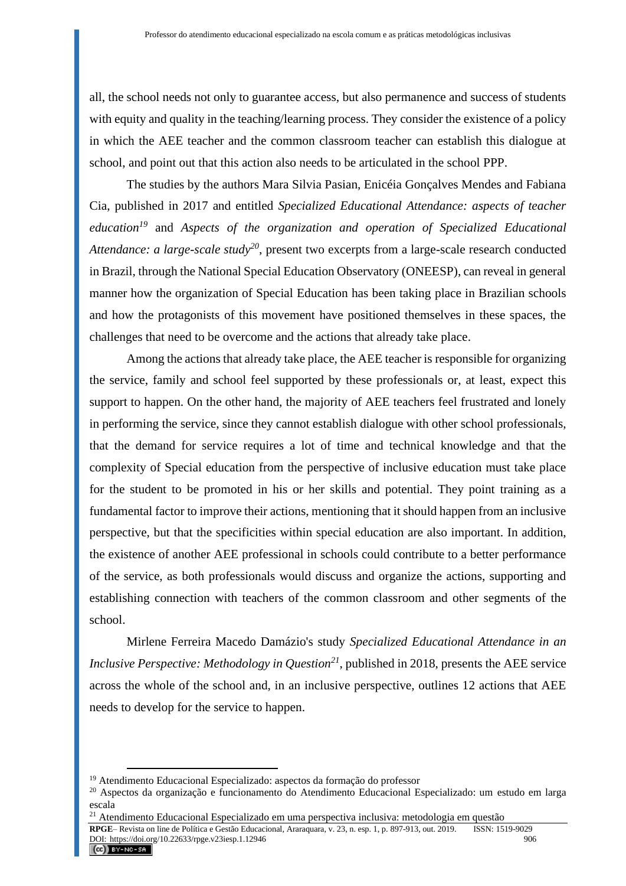all, the school needs not only to guarantee access, but also permanence and success of students with equity and quality in the teaching/learning process. They consider the existence of a policy in which the AEE teacher and the common classroom teacher can establish this dialogue at school, and point out that this action also needs to be articulated in the school PPP.

The studies by the authors Mara Silvia Pasian, Enicéia Gonçalves Mendes and Fabiana Cia, published in 2017 and entitled *Specialized Educational Attendance: aspects of teacher education*[19] and *Aspects of the organization and operation of Specialized Educational Attendance: a large-scale study*[20], present two excerpts from a large-scale research conducted in Brazil, through the National Special Education Observatory (ONEESP), can reveal in general manner how the organization of Special Education has been taking place in Brazilian schools and how the protagonists of this movement have positioned themselves in these spaces, the challenges that need to be overcome and the actions that already take place.

Among the actions that already take place, the AEE teacher is responsible for organizing the service, family and school feel supported by these professionals or, at least, expect this support to happen. On the other hand, the majority of AEE teachers feel frustrated and lonely in performing the service, since they cannot establish dialogue with other school professionals, that the demand for service requires a lot of time and technical knowledge and that the complexity of Special education from the perspective of inclusive education must take place for the student to be promoted in his or her skills and potential. They point training as a fundamental factor to improve their actions, mentioning that it should happen from an inclusive perspective, but that the specificities within special education are also important. In addition, the existence of another AEE professional in schools could contribute to a better performance of the service, as both professionals would discuss and organize the actions, supporting and establishing connection with teachers of the common classroom and other segments of the school.

Mirlene Ferreira Macedo Damázio's study *Specialized Educational Attendance in an Inclusive Perspective: Methodology in Question*[21], published in 2018, presents the AEE service across the whole of the school and, in an inclusive perspective, outlines 12 actions that AEE needs to develop for the service to happen.

---

[19] Atendimento Educacional Especializado: aspectos da formação do professor

[20] Aspectos da organização e funcionamento do Atendimento Educacional Especializado: um estudo em larga escala

[21] Atendimento Educacional Especializado em uma perspectiva inclusiva: metodologia em questão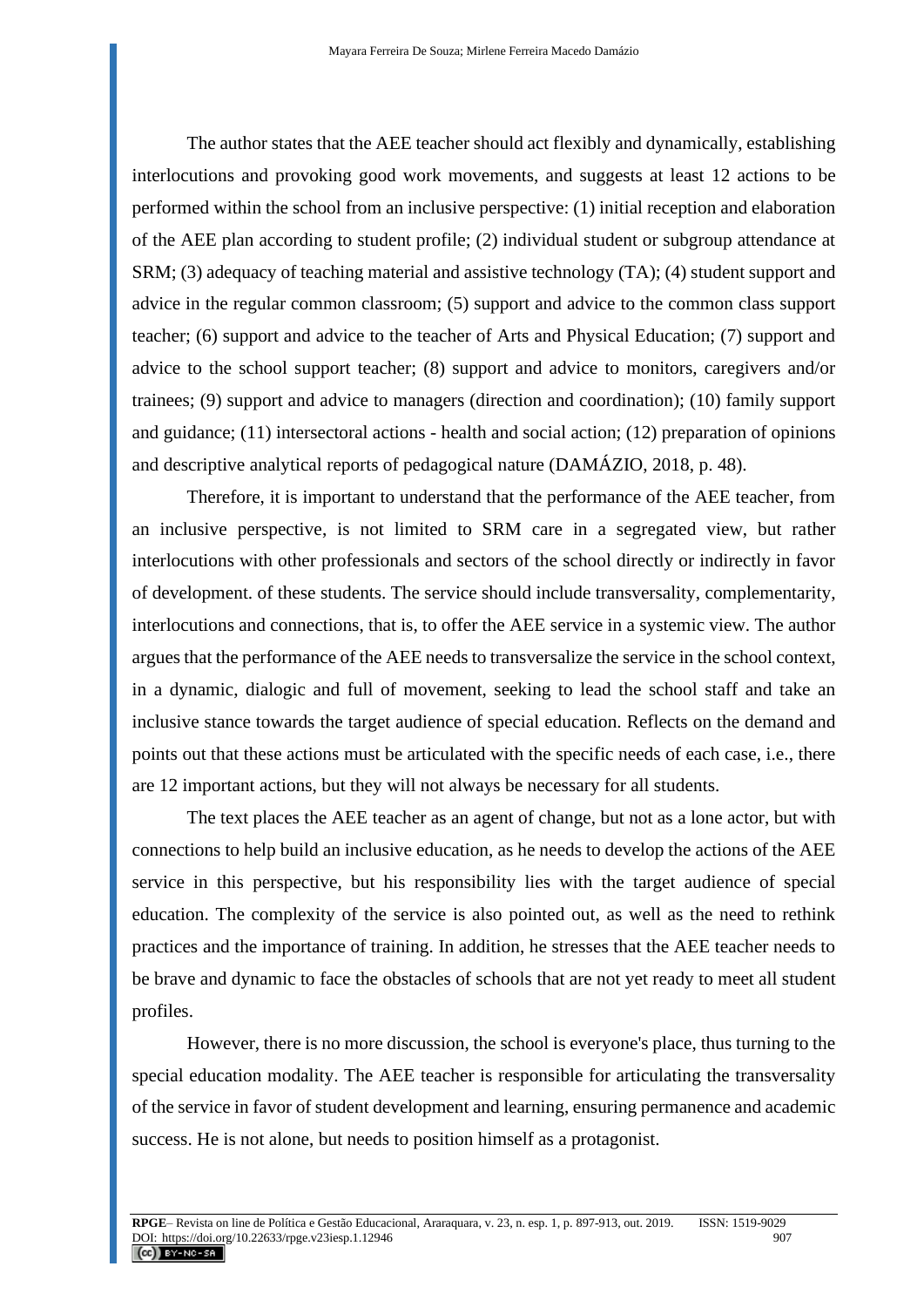The author states that the AEE teacher should act flexibly and dynamically, establishing interlocutions and provoking good work movements, and suggests at least 12 actions to be performed within the school from an inclusive perspective: (1) initial reception and elaboration of the AEE plan according to student profile; (2) individual student or subgroup attendance at SRM; (3) adequacy of teaching material and assistive technology (TA); (4) student support and advice in the regular common classroom; (5) support and advice to the common class support teacher; (6) support and advice to the teacher of Arts and Physical Education; (7) support and advice to the school support teacher; (8) support and advice to monitors, caregivers and/or trainees; (9) support and advice to managers (direction and coordination); (10) family support and guidance; (11) intersectoral actions - health and social action; (12) preparation of opinions and descriptive analytical reports of pedagogical nature (DAMÁZIO, 2018, p. 48).

Therefore, it is important to understand that the performance of the AEE teacher, from an inclusive perspective, is not limited to SRM care in a segregated view, but rather interlocutions with other professionals and sectors of the school directly or indirectly in favor of development. of these students. The service should include transversality, complementarity, interlocutions and connections, that is, to offer the AEE service in a systemic view. The author argues that the performance of the AEE needs to transversalize the service in the school context, in a dynamic, dialogic and full of movement, seeking to lead the school staff and take an inclusive stance towards the target audience of special education. Reflects on the demand and points out that these actions must be articulated with the specific needs of each case, i.e., there are 12 important actions, but they will not always be necessary for all students.

The text places the AEE teacher as an agent of change, but not as a lone actor, but with connections to help build an inclusive education, as he needs to develop the actions of the AEE service in this perspective, but his responsibility lies with the target audience of special education. The complexity of the service is also pointed out, as well as the need to rethink practices and the importance of training. In addition, he stresses that the AEE teacher needs to be brave and dynamic to face the obstacles of schools that are not yet ready to meet all student profiles.

However, there is no more discussion, the school is everyone's place, thus turning to the special education modality. The AEE teacher is responsible for articulating the transversality of the service in favor of student development and learning, ensuring permanence and academic success. He is not alone, but needs to position himself as a protagonist.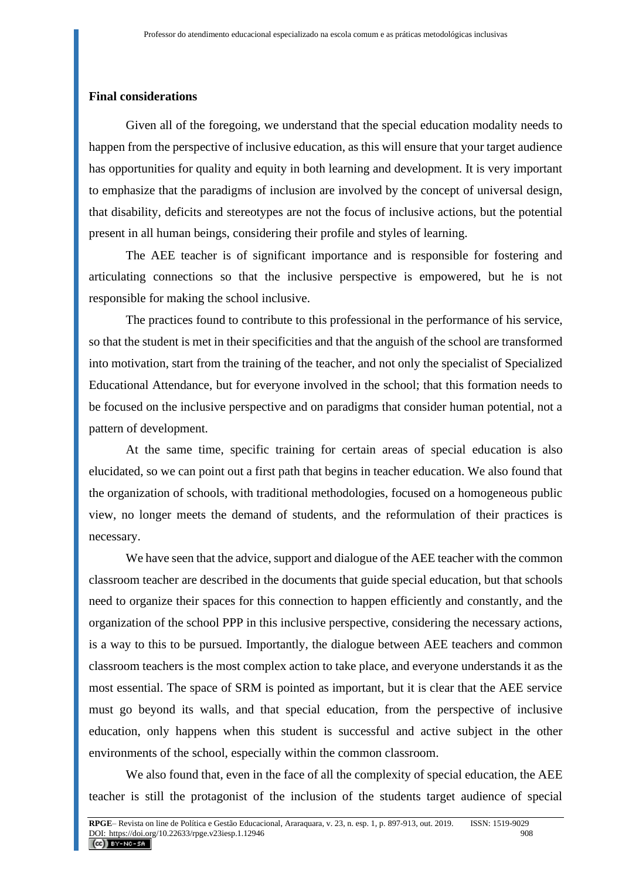## Final considerations

Given all of the foregoing, we understand that the special education modality needs to happen from the perspective of inclusive education, as this will ensure that your target audience has opportunities for quality and equity in both learning and development. It is very important to emphasize that the paradigms of inclusion are involved by the concept of universal design, that disability, deficits and stereotypes are not the focus of inclusive actions, but the potential present in all human beings, considering their profile and styles of learning.

The AEE teacher is of significant importance and is responsible for fostering and articulating connections so that the inclusive perspective is empowered, but he is not responsible for making the school inclusive.

The practices found to contribute to this professional in the performance of his service, so that the student is met in their specificities and that the anguish of the school are transformed into motivation, start from the training of the teacher, and not only the specialist of Specialized Educational Attendance, but for everyone involved in the school; that this formation needs to be focused on the inclusive perspective and on paradigms that consider human potential, not a pattern of development.

At the same time, specific training for certain areas of special education is also elucidated, so we can point out a first path that begins in teacher education. We also found that the organization of schools, with traditional methodologies, focused on a homogeneous public view, no longer meets the demand of students, and the reformulation of their practices is necessary.

We have seen that the advice, support and dialogue of the AEE teacher with the common classroom teacher are described in the documents that guide special education, but that schools need to organize their spaces for this connection to happen efficiently and constantly, and the organization of the school PPP in this inclusive perspective, considering the necessary actions, is a way to this to be pursued. Importantly, the dialogue between AEE teachers and common classroom teachers is the most complex action to take place, and everyone understands it as the most essential. The space of SRM is pointed as important, but it is clear that the AEE service must go beyond its walls, and that special education, from the perspective of inclusive education, only happens when this student is successful and active subject in the other environments of the school, especially within the common classroom.

We also found that, even in the face of all the complexity of special education, the AEE teacher is still the protagonist of the inclusion of the students target audience of special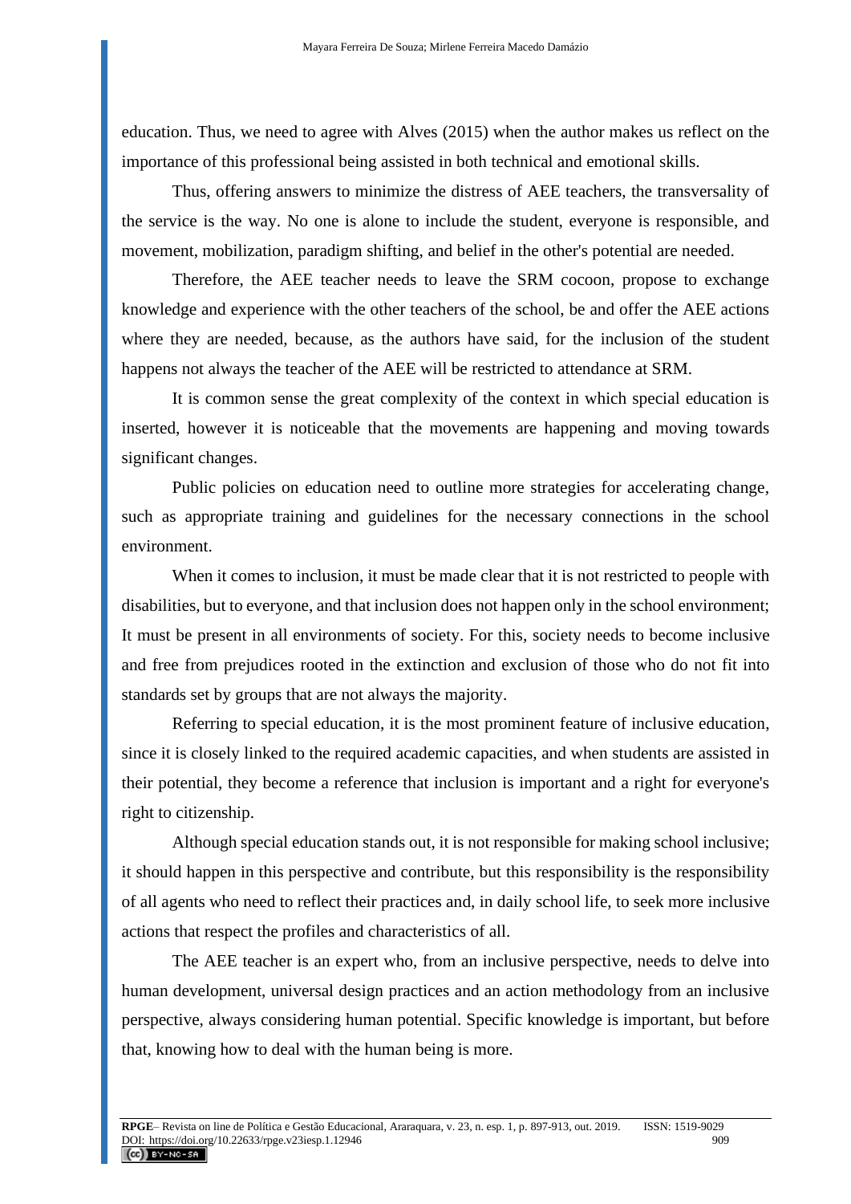education. Thus, we need to agree with Alves (2015) when the author makes us reflect on the importance of this professional being assisted in both technical and emotional skills.

Thus, offering answers to minimize the distress of AEE teachers, the transversality of the service is the way. No one is alone to include the student, everyone is responsible, and movement, mobilization, paradigm shifting, and belief in the other's potential are needed.

Therefore, the AEE teacher needs to leave the SRM cocoon, propose to exchange knowledge and experience with the other teachers of the school, be and offer the AEE actions where they are needed, because, as the authors have said, for the inclusion of the student happens not always the teacher of the AEE will be restricted to attendance at SRM.

It is common sense the great complexity of the context in which special education is inserted, however it is noticeable that the movements are happening and moving towards significant changes.

Public policies on education need to outline more strategies for accelerating change, such as appropriate training and guidelines for the necessary connections in the school environment.

When it comes to inclusion, it must be made clear that it is not restricted to people with disabilities, but to everyone, and that inclusion does not happen only in the school environment; It must be present in all environments of society. For this, society needs to become inclusive and free from prejudices rooted in the extinction and exclusion of those who do not fit into standards set by groups that are not always the majority.

Referring to special education, it is the most prominent feature of inclusive education, since it is closely linked to the required academic capacities, and when students are assisted in their potential, they become a reference that inclusion is important and a right for everyone's right to citizenship.

Although special education stands out, it is not responsible for making school inclusive; it should happen in this perspective and contribute, but this responsibility is the responsibility of all agents who need to reflect their practices and, in daily school life, to seek more inclusive actions that respect the profiles and characteristics of all.

The AEE teacher is an expert who, from an inclusive perspective, needs to delve into human development, universal design practices and an action methodology from an inclusive perspective, always considering human potential. Specific knowledge is important, but before that, knowing how to deal with the human being is more.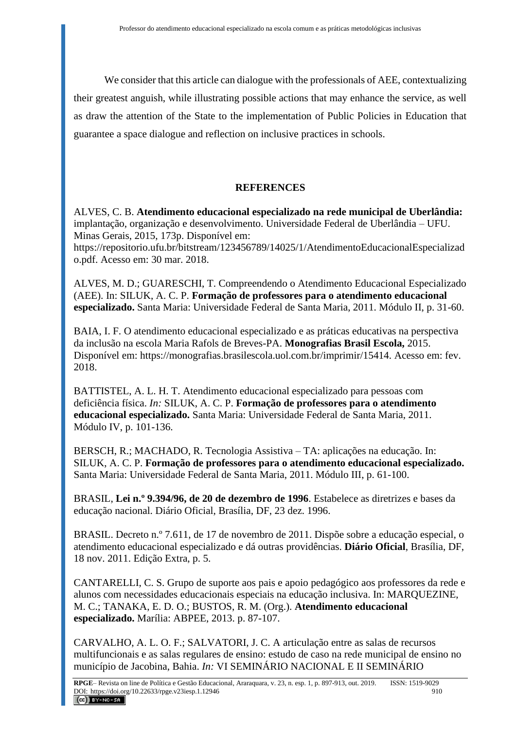We consider that this article can dialogue with the professionals of AEE, contextualizing their greatest anguish, while illustrating possible actions that may enhance the service, as well as draw the attention of the State to the implementation of Public Policies in Education that guarantee a space dialogue and reflection on inclusive practices in schools.

## REFERENCES

ALVES, C. B. **Atendimento educacional especializado na rede municipal de Uberlândia:** implantação, organização e desenvolvimento. Universidade Federal de Uberlândia – UFU. Minas Gerais, 2015, 173p. Disponível em: https://repositorio.ufu.br/bitstream/123456789/14025/1/AtendimentoEducacionalEspecializado.pdf. Acesso em: 30 mar. 2018.

ALVES, M. D.; GUARESCHI, T. Compreendendo o Atendimento Educacional Especializado (AEE). In: SILUK, A. C. P. **Formação de professores para o atendimento educacional especializado.** Santa Maria: Universidade Federal de Santa Maria, 2011. Módulo II, p. 31-60.

BAIA, I. F. O atendimento educacional especializado e as práticas educativas na perspectiva da inclusão na escola Maria Rafols de Breves-PA. **Monografias Brasil Escola,** 2015. Disponível em: https://monografias.brasilescola.uol.com.br/imprimir/15414. Acesso em: fev. 2018.

BATTISTEL, A. L. H. T. Atendimento educacional especializado para pessoas com deficiência física. *In:* SILUK, A. C. P. **Formação de professores para o atendimento educacional especializado.** Santa Maria: Universidade Federal de Santa Maria, 2011. Módulo IV, p. 101-136.

BERSCH, R.; MACHADO, R. Tecnologia Assistiva – TA: aplicações na educação. In: SILUK, A. C. P. **Formação de professores para o atendimento educacional especializado.** Santa Maria: Universidade Federal de Santa Maria, 2011. Módulo III, p. 61-100.

BRASIL, **Lei n.º 9.394/96, de 20 de dezembro de 1996**. Estabelece as diretrizes e bases da educação nacional. Diário Oficial, Brasília, DF, 23 dez. 1996.

BRASIL. Decreto n.º 7.611, de 17 de novembro de 2011. Dispõe sobre a educação especial, o atendimento educacional especializado e dá outras providências. **Diário Oficial**, Brasília, DF, 18 nov. 2011. Edição Extra, p. 5.

CANTARELLI, C. S. Grupo de suporte aos pais e apoio pedagógico aos professores da rede e alunos com necessidades educacionais especiais na educação inclusiva. In: MARQUEZINE, M. C.; TANAKA, E. D. O.; BUSTOS, R. M. (Org.). **Atendimento educacional especializado.** Marília: ABPEE, 2013. p. 87-107.

CARVALHO, A. L. O. F.; SALVATORI, J. C. A articulação entre as salas de recursos multifuncionais e as salas regulares de ensino: estudo de caso na rede municipal de ensino no município de Jacobina, Bahia. *In:* VI SEMINÁRIO NACIONAL E II SEMINÁRIO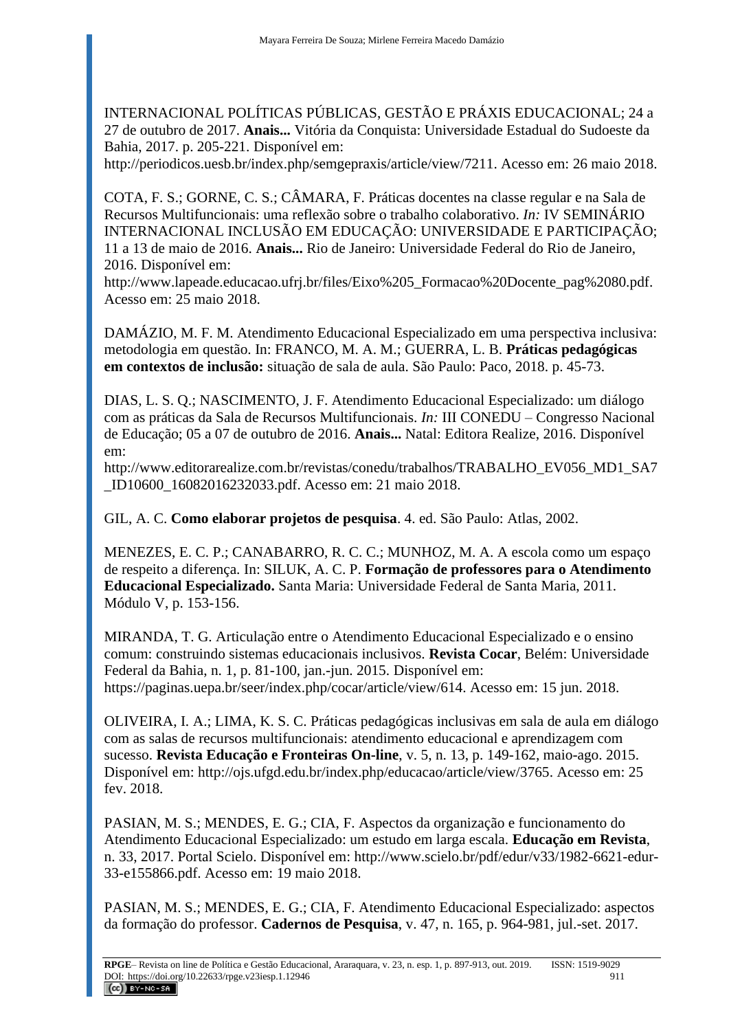INTERNACIONAL POLÍTICAS PÚBLICAS, GESTÃO E PRÁXIS EDUCACIONAL; 24 a 27 de outubro de 2017. **Anais...** Vitória da Conquista: Universidade Estadual do Sudoeste da Bahia, 2017. p. 205-221. Disponível em: http://periodicos.uesb.br/index.php/semgepraxis/article/view/7211. Acesso em: 26 maio 2018.

COTA, F. S.; GORNE, C. S.; CÂMARA, F. Práticas docentes na classe regular e na Sala de Recursos Multifuncionais: uma reflexão sobre o trabalho colaborativo. *In:* IV SEMINÁRIO INTERNACIONAL INCLUSÃO EM EDUCAÇÃO: UNIVERSIDADE E PARTICIPAÇÃO; 11 a 13 de maio de 2016. **Anais...** Rio de Janeiro: Universidade Federal do Rio de Janeiro, 2016. Disponível em: http://www.lapeade.educacao.ufrj.br/files/Eixo%205_Formacao%20Docente_pag%2080.pdf. Acesso em: 25 maio 2018.

DAMÁZIO, M. F. M. Atendimento Educacional Especializado em uma perspectiva inclusiva: metodologia em questão. In: FRANCO, M. A. M.; GUERRA, L. B. **Práticas pedagógicas em contextos de inclusão:** situação de sala de aula. São Paulo: Paco, 2018. p. 45-73.

DIAS, L. S. Q.; NASCIMENTO, J. F. Atendimento Educacional Especializado: um diálogo com as práticas da Sala de Recursos Multifuncionais. *In:* III CONEDU – Congresso Nacional de Educação; 05 a 07 de outubro de 2016. **Anais...** Natal: Editora Realize, 2016. Disponível em: http://www.editorarealize.com.br/revistas/conedu/trabalhos/TRABALHO_EV056_MD1_SA7_ID10600_16082016232033.pdf. Acesso em: 21 maio 2018.

GIL, A. C. **Como elaborar projetos de pesquisa**. 4. ed. São Paulo: Atlas, 2002.

MENEZES, E. C. P.; CANABARRO, R. C. C.; MUNHOZ, M. A. A escola como um espaço de respeito a diferença. In: SILUK, A. C. P. **Formação de professores para o Atendimento Educacional Especializado.** Santa Maria: Universidade Federal de Santa Maria, 2011. Módulo V, p. 153-156.

MIRANDA, T. G. Articulação entre o Atendimento Educacional Especializado e o ensino comum: construindo sistemas educacionais inclusivos. **Revista Cocar**, Belém: Universidade Federal da Bahia, n. 1, p. 81-100, jan.-jun. 2015. Disponível em: https://paginas.uepa.br/seer/index.php/cocar/article/view/614. Acesso em: 15 jun. 2018.

OLIVEIRA, I. A.; LIMA, K. S. C. Práticas pedagógicas inclusivas em sala de aula em diálogo com as salas de recursos multifuncionais: atendimento educacional e aprendizagem com sucesso. **Revista Educação e Fronteiras On-line**, v. 5, n. 13, p. 149-162, maio-ago. 2015. Disponível em: http://ojs.ufgd.edu.br/index.php/educacao/article/view/3765. Acesso em: 25 fev. 2018.

PASIAN, M. S.; MENDES, E. G.; CIA, F. Aspectos da organização e funcionamento do Atendimento Educacional Especializado: um estudo em larga escala. **Educação em Revista**, n. 33, 2017. Portal Scielo. Disponível em: http://www.scielo.br/pdf/edur/v33/1982-6621-edur-33-e155866.pdf. Acesso em: 19 maio 2018.

PASIAN, M. S.; MENDES, E. G.; CIA, F. Atendimento Educacional Especializado: aspectos da formação do professor. **Cadernos de Pesquisa**, v. 47, n. 165, p. 964-981, jul.-set. 2017.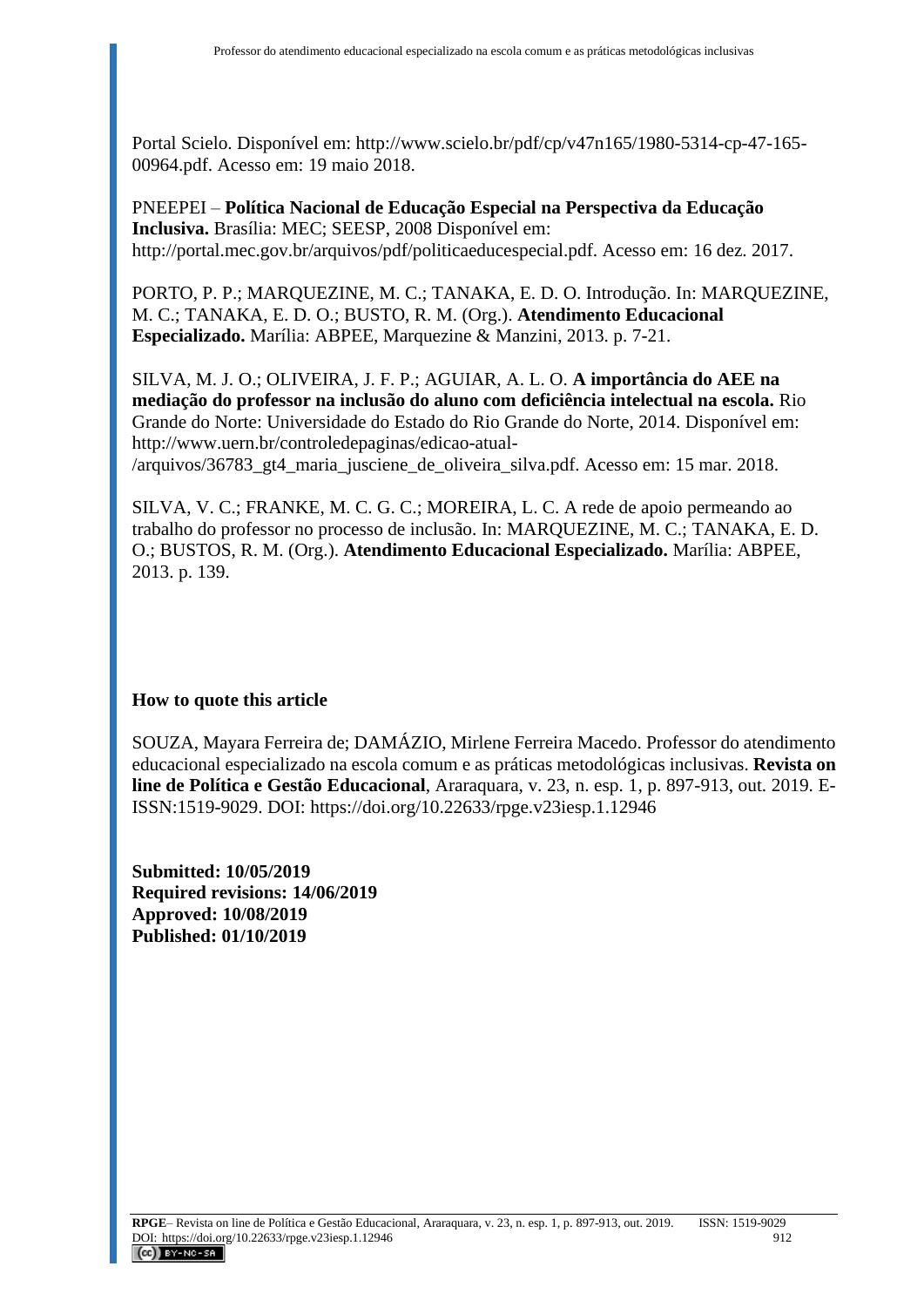Portal Scielo. Disponível em: http://www.scielo.br/pdf/cp/v47n165/1980-5314-cp-47-165-00964.pdf. Acesso em: 19 maio 2018.

PNEEPEI – **Política Nacional de Educação Especial na Perspectiva da Educação Inclusiva.** Brasília: MEC; SEESP, 2008 Disponível em: http://portal.mec.gov.br/arquivos/pdf/politicaeducespecial.pdf. Acesso em: 16 dez. 2017.

PORTO, P. P.; MARQUEZINE, M. C.; TANAKA, E. D. O. Introdução. In: MARQUEZINE, M. C.; TANAKA, E. D. O.; BUSTO, R. M. (Org.). **Atendimento Educacional Especializado.** Marília: ABPEE, Marquezine & Manzini, 2013. p. 7-21.

SILVA, M. J. O.; OLIVEIRA, J. F. P.; AGUIAR, A. L. O. **A importância do AEE na mediação do professor na inclusão do aluno com deficiência intelectual na escola.** Rio Grande do Norte: Universidade do Estado do Rio Grande do Norte, 2014. Disponível em: http://www.uern.br/controledepaginas/edicao-atual-/arquivos/36783_gt4_maria_jusciene_de_oliveira_silva.pdf. Acesso em: 15 mar. 2018.

SILVA, V. C.; FRANKE, M. C. G. C.; MOREIRA, L. C. A rede de apoio permeando ao trabalho do professor no processo de inclusão. In: MARQUEZINE, M. C.; TANAKA, E. D. O.; BUSTOS, R. M. (Org.). **Atendimento Educacional Especializado.** Marília: ABPEE, 2013. p. 139.

### How to quote this article

SOUZA, Mayara Ferreira de; DAMÁZIO, Mirlene Ferreira Macedo. Professor do atendimento educacional especializado na escola comum e as práticas metodológicas inclusivas. **Revista on line de Política e Gestão Educacional**, Araraquara, v. 23, n. esp. 1, p. 897-913, out. 2019. E-ISSN:1519-9029. DOI: https://doi.org/10.22633/rpge.v23iesp.1.12946

**Submitted: 10/05/2019**
**Required revisions: 14/06/2019**
**Approved: 10/08/2019**
**Published: 01/10/2019**